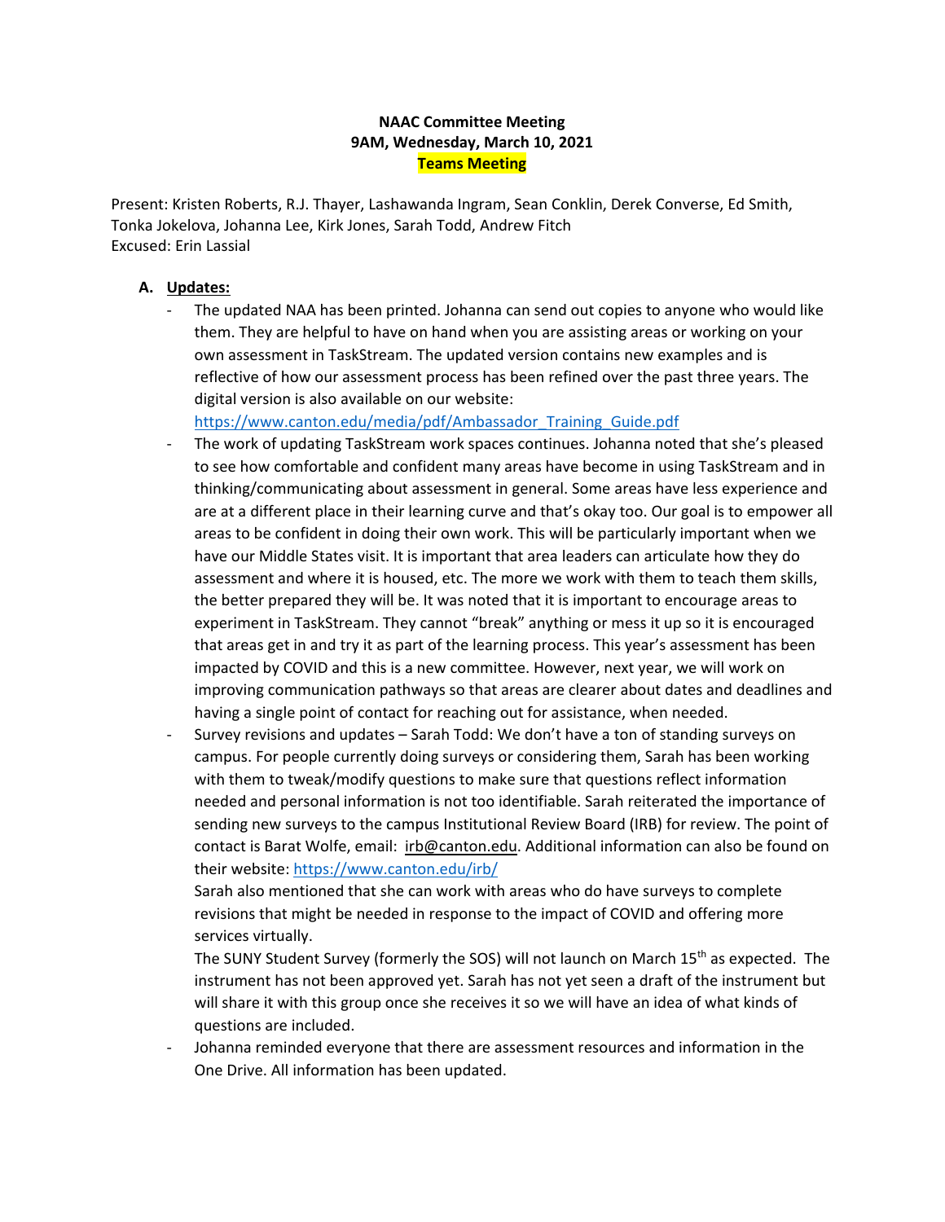**NAAC Committee Meeting**
**9AM, Wednesday, March 10, 2021**
**Teams Meeting**

Present: Kristen Roberts, R.J. Thayer, Lashawanda Ingram, Sean Conklin, Derek Converse, Ed Smith, Tonka Jokelova, Johanna Lee, Kirk Jones, Sarah Todd, Andrew Fitch
Excused: Erin Lassial

**A. Updates:**

- The updated NAA has been printed. Johanna can send out copies to anyone who would like them. They are helpful to have on hand when you are assisting areas or working on your own assessment in TaskStream. The updated version contains new examples and is reflective of how our assessment process has been refined over the past three years. The digital version is also available on our website: https://www.canton.edu/media/pdf/Ambassador_Training_Guide.pdf
- The work of updating TaskStream work spaces continues. Johanna noted that she's pleased to see how comfortable and confident many areas have become in using TaskStream and in thinking/communicating about assessment in general. Some areas have less experience and are at a different place in their learning curve and that's okay too. Our goal is to empower all areas to be confident in doing their own work. This will be particularly important when we have our Middle States visit. It is important that area leaders can articulate how they do assessment and where it is housed, etc. The more we work with them to teach them skills, the better prepared they will be. It was noted that it is important to encourage areas to experiment in TaskStream. They cannot "break" anything or mess it up so it is encouraged that areas get in and try it as part of the learning process. This year's assessment has been impacted by COVID and this is a new committee. However, next year, we will work on improving communication pathways so that areas are clearer about dates and deadlines and having a single point of contact for reaching out for assistance, when needed.
- Survey revisions and updates – Sarah Todd: We don't have a ton of standing surveys on campus. For people currently doing surveys or considering them, Sarah has been working with them to tweak/modify questions to make sure that questions reflect information needed and personal information is not too identifiable. Sarah reiterated the importance of sending new surveys to the campus Institutional Review Board (IRB) for review. The point of contact is Barat Wolfe, email: irb@canton.edu. Additional information can also be found on their website: https://www.canton.edu/irb/

  Sarah also mentioned that she can work with areas who do have surveys to complete revisions that might be needed in response to the impact of COVID and offering more services virtually.

  The SUNY Student Survey (formerly the SOS) will not launch on March 15th as expected. The instrument has not been approved yet. Sarah has not yet seen a draft of the instrument but will share it with this group once she receives it so we will have an idea of what kinds of questions are included.
- Johanna reminded everyone that there are assessment resources and information in the One Drive. All information has been updated.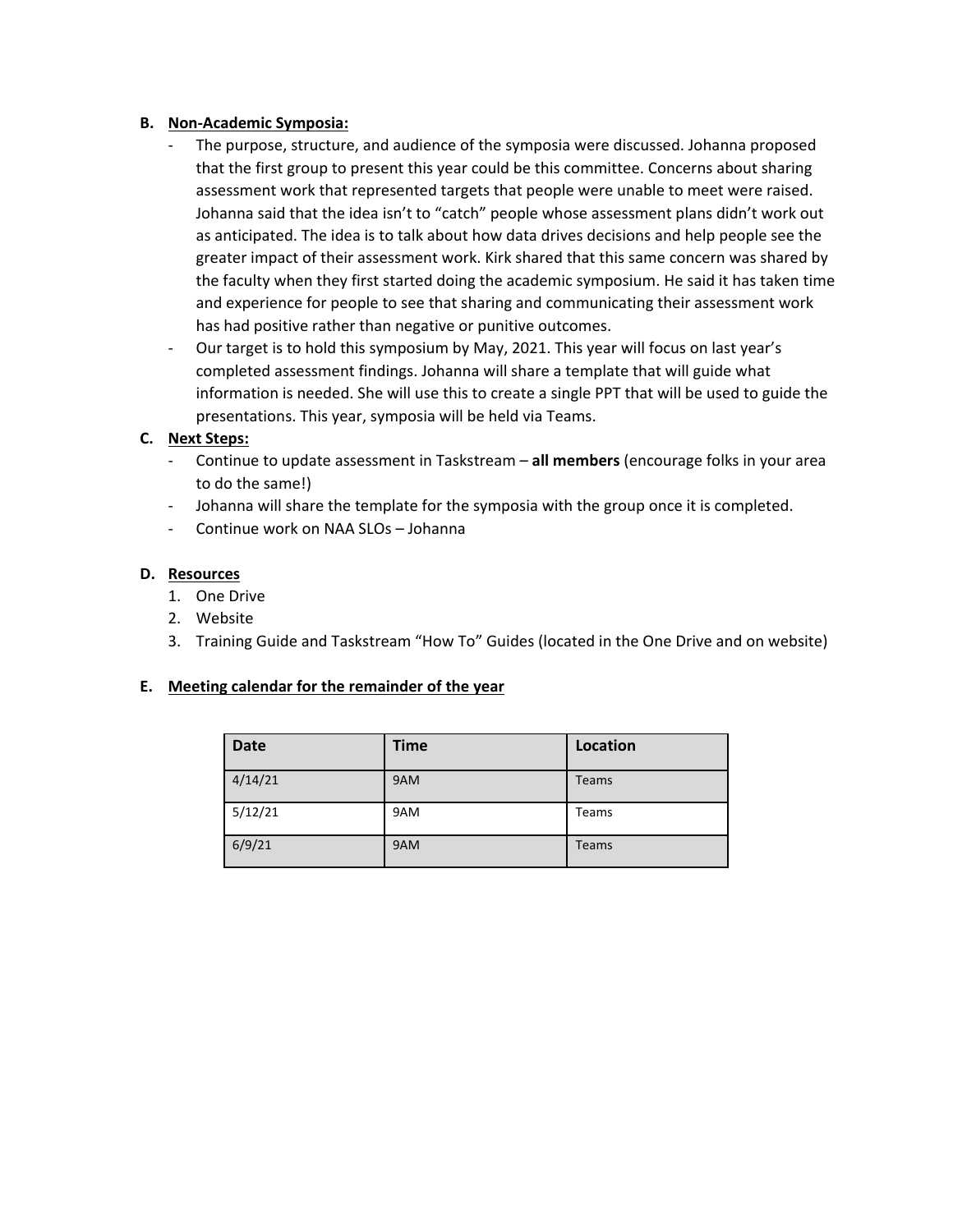**B. Non-Academic Symposia:**

- The purpose, structure, and audience of the symposia were discussed. Johanna proposed that the first group to present this year could be this committee. Concerns about sharing assessment work that represented targets that people were unable to meet were raised. Johanna said that the idea isn't to "catch" people whose assessment plans didn't work out as anticipated. The idea is to talk about how data drives decisions and help people see the greater impact of their assessment work. Kirk shared that this same concern was shared by the faculty when they first started doing the academic symposium. He said it has taken time and experience for people to see that sharing and communicating their assessment work has had positive rather than negative or punitive outcomes.
- Our target is to hold this symposium by May, 2021. This year will focus on last year's completed assessment findings. Johanna will share a template that will guide what information is needed. She will use this to create a single PPT that will be used to guide the presentations. This year, symposia will be held via Teams.

**C. Next Steps:**

- Continue to update assessment in Taskstream – **all members** (encourage folks in your area to do the same!)
- Johanna will share the template for the symposia with the group once it is completed.
- Continue work on NAA SLOs – Johanna

**D. Resources**

1. One Drive
2. Website
3. Training Guide and Taskstream "How To" Guides (located in the One Drive and on website)

**E. Meeting calendar for the remainder of the year**

| Date | Time | Location |
|---|---|---|
| 4/14/21 | 9AM | Teams |
| 5/12/21 | 9AM | Teams |
| 6/9/21 | 9AM | Teams |